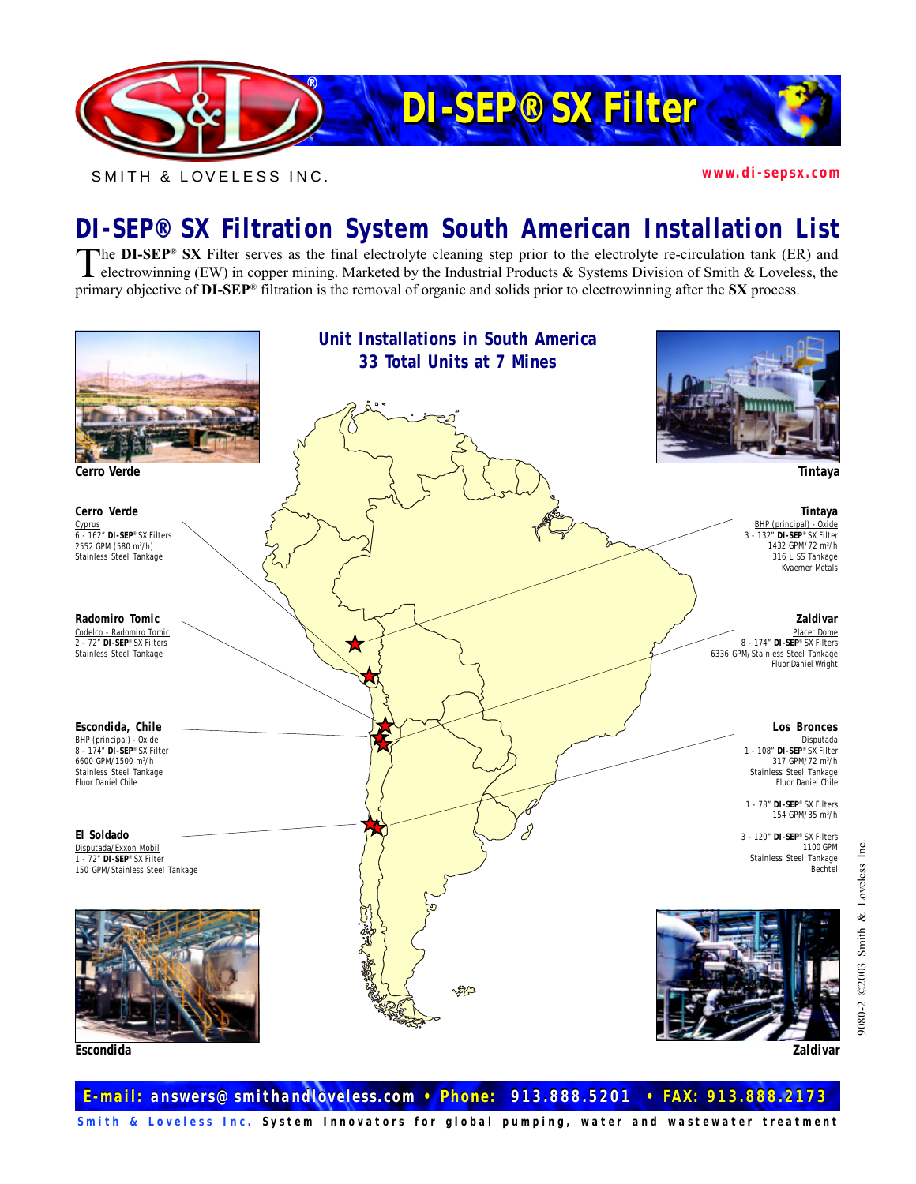# DI-SEP® SX Filter

SMITH & LOVELESS INC.

www.di-sepsx.com

## DI-SEP® SX Filtration System South American Installation List

The **DI-SEP®** **SX** Filter serves as the final electrolyte cleaning step prior to the electrolyte re-circulation tank (ER) and electrowinning (EW) in copper mining. Marketed by the Industrial Products & Systems Division of Smith & Loveless, the primary objective of **DI-SEP®** filtration is the removal of organic and solids prior to electrowinning after the **SX** process.

### Unit Installations in South America
### 33 Total Units at 7 Mines

Cerro Verde

Tintaya

**Cerro Verde**
Cyprus
6 - 162" **DI-SEP®** SX Filters
2552 GPM (580 $m^3/h$)
Stainless Steel Tankage

**Radomiro Tomic**
Codelco - Radomiro Tomic
2 - 72" **DI-SEP®** SX Filters
Stainless Steel Tankage

**Escondida, Chile**
BHP (principal) - Oxide
8 - 174" **DI-SEP®** SX Filter
6600 GPM/1500 $m^3/h$
Stainless Steel Tankage
Fluor Daniel Chile

**El Soldado**
Disputada/Exxon Mobil
1 - 72" **DI-SEP®** SX Filter
150 GPM/Stainless Steel Tankage

**Tintaya**
BHP (principal) - Oxide
3 - 132" **DI-SEP®** SX Filter
1432 GPM/72 $m^3/h$
316 L SS Tankage
Kvaerner Metals

**Zaldivar**
Placer Dome
8 - 174" **DI-SEP®** SX Filters
6336 GPM/Stainless Steel Tankage
Fluor Daniel Wright

**Los Bronces**
Disputada
1 - 108" **DI-SEP®** SX Filter
317 GPM/72 $m^3/h$
Stainless Steel Tankage
Fluor Daniel Chile

1 - 78" **DI-SEP®** SX Filters
154 GPM/35 $m^3/h$

3 - 120" **DI-SEP®** SX Filters
1100 GPM
Stainless Steel Tankage
Bechtel

Escondida

Zaldivar

9080-2 ©2003 Smith & Loveless Inc.

**E-mail: answers@smithandloveless.com • Phone: 913.888.5201 • FAX: 913.888.2173**

Smith & Loveless Inc. System Innovators for global pumping, water and wastewater treatment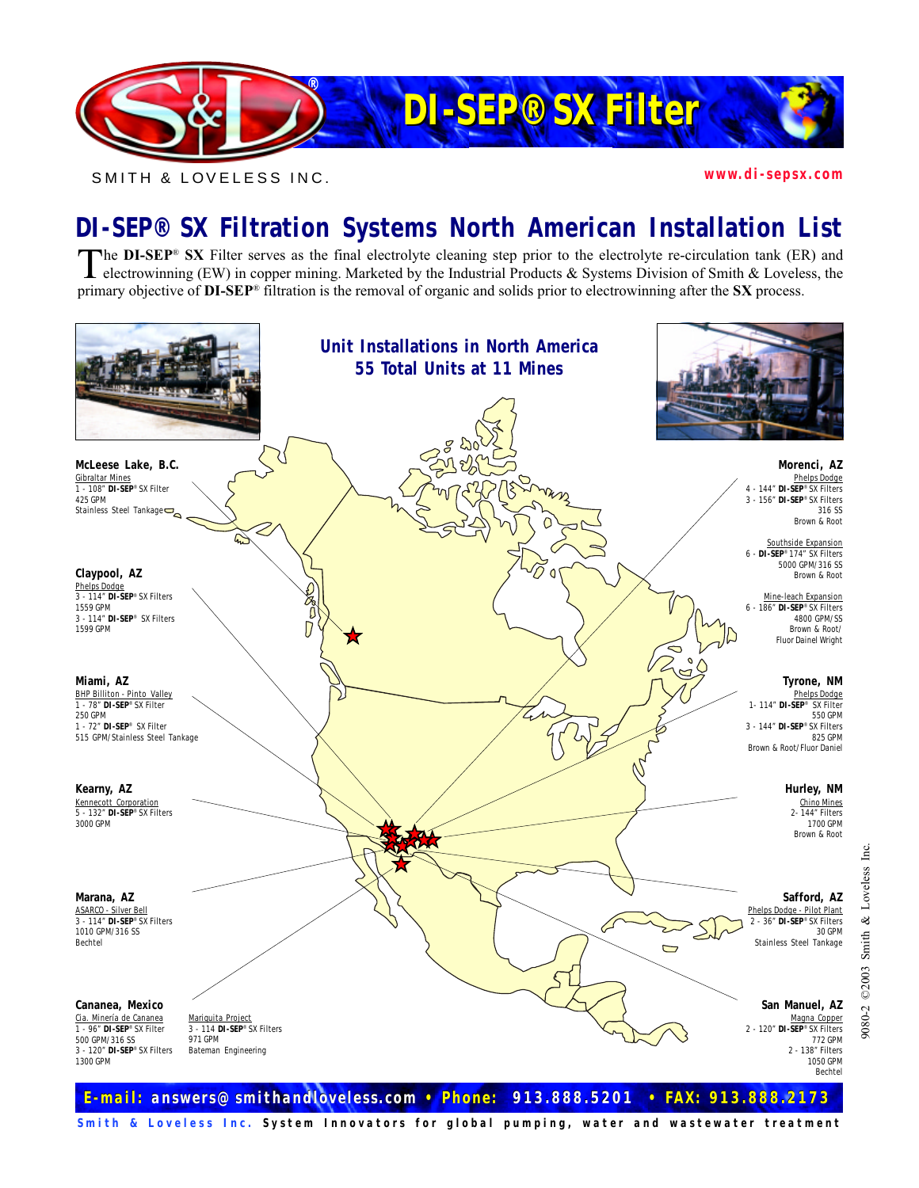# DI-SEP® SX Filter

SMITH & LOVELESS INC.

www.di-sepsx.com

## DI-SEP® SX Filtration Systems North American Installation List

The **DI-SEP**® **SX** Filter serves as the final electrolyte cleaning step prior to the electrolyte re-circulation tank (ER) and electrowinning (EW) in copper mining. Marketed by the Industrial Products & Systems Division of Smith & Loveless, the primary objective of **DI-SEP**® filtration is the removal of organic and solids prior to electrowinning after the **SX** process.

### Unit Installations in North America
### 55 Total Units at 11 Mines

**McLeese Lake, B.C.**
Gibraltar Mines
1 - 108" **DI-SEP**® SX Filter
425 GPM
Stainless Steel Tankage

**Claypool, AZ**
Phelps Dodge
3 - 114" **DI-SEP**® SX Filters
1559 GPM
3 - 114" **DI-SEP**® SX Filters
1599 GPM

**Miami, AZ**
BHP Billiton - Pinto Valley
1 - 78" **DI-SEP**® SX Filter
250 GPM
1 - 72" **DI-SEP**® SX Filter
515 GPM/Stainless Steel Tankage

**Kearny, AZ**
Kennecott Corporation
5 - 132" **DI-SEP**® SX Filters
3000 GPM

**Marana, AZ**
ASARCO - Silver Bell
3 - 114" **DI-SEP**® SX Filters
1010 GPM/316 SS
Bechtel

**Cananea, Mexico**
Cia. Minería de Cananea
1 - 96" **DI-SEP**® SX Filter
500 GPM/316 SS
3 - 120" **DI-SEP**® SX Filters
1300 GPM

Mariquita Project
3 - 114 **DI-SEP**® SX Filters
971 GPM
Bateman Engineering

**Morenci, AZ**
Phelps Dodge
4 - 144" **DI-SEP**® SX Filters
3 - 156" **DI-SEP**® SX Filters
316 SS
Brown & Root

Southside Expansion
6 - **DI-SEP**® 174" SX Filters
5000 GPM/316 SS
Brown & Root

Mine-leach Expansion
6 - 186" **DI-SEP**® SX Filters
4800 GPM/SS
Brown & Root/
Fluor Dainel Wright

**Tyrone, NM**
Phelps Dodge
1- 114" **DI-SEP**® SX Filter
550 GPM
3 - 144" **DI-SEP**® SX Filters
825 GPM
Brown & Root/Fluor Daniel

**Hurley, NM**
Chino Mines
2- 144" Filters
1700 GPM
Brown & Root

**Safford, AZ**
Phelps Dodge - Pilot Plant
2 - 36" **DI-SEP**® SX Filters
30 GPM
Stainless Steel Tankage

**San Manuel, AZ**
Magna Copper
2 - 120" **DI-SEP**® SX Filters
772 GPM
2 - 138" Filters
1050 GPM
Bechtel

9080-2 ©2003 Smith & Loveless Inc.

**E-mail: answers@smithandloveless.com • Phone: 913.888.5201 • FAX: 913.888.2173**

**Smith & Loveless Inc.** System Innovators for global pumping, water and wastewater treatment